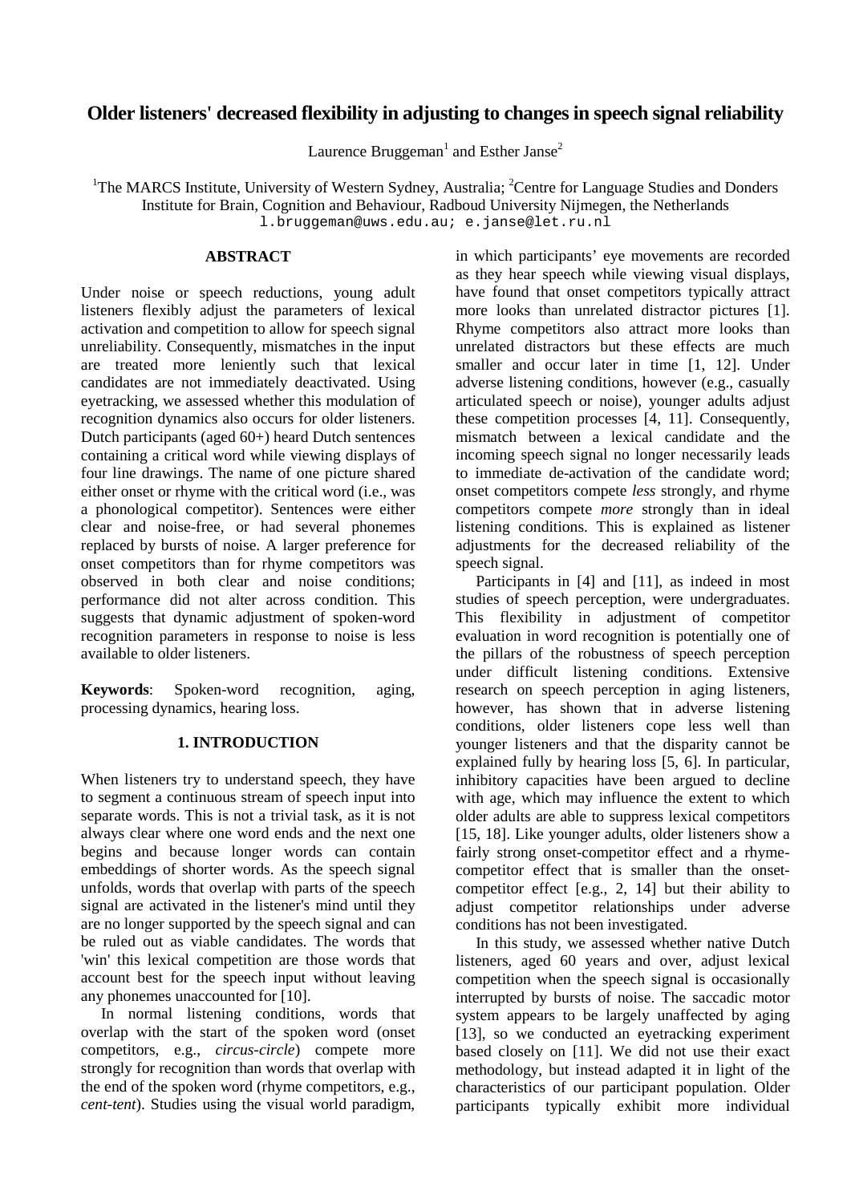# Older listeners' decreased flexibility in adjusting to changes in speech signal reliability

Laurence Bruggeman[1] and Esther Janse[2]

[1]The MARCS Institute, University of Western Sydney, Australia; [2]Centre for Language Studies and Donders Institute for Brain, Cognition and Behaviour, Radboud University Nijmegen, the Netherlands
l.bruggeman@uws.edu.au; e.janse@let.ru.nl

## ABSTRACT

Under noise or speech reductions, young adult listeners flexibly adjust the parameters of lexical activation and competition to allow for speech signal unreliability. Consequently, mismatches in the input are treated more leniently such that lexical candidates are not immediately deactivated. Using eyetracking, we assessed whether this modulation of recognition dynamics also occurs for older listeners. Dutch participants (aged 60+) heard Dutch sentences containing a critical word while viewing displays of four line drawings. The name of one picture shared either onset or rhyme with the critical word (i.e., was a phonological competitor). Sentences were either clear and noise-free, or had several phonemes replaced by bursts of noise. A larger preference for onset competitors than for rhyme competitors was observed in both clear and noise conditions; performance did not alter across condition. This suggests that dynamic adjustment of spoken-word recognition parameters in response to noise is less available to older listeners.

**Keywords**: Spoken-word recognition, aging, processing dynamics, hearing loss.

## 1. INTRODUCTION

When listeners try to understand speech, they have to segment a continuous stream of speech input into separate words. This is not a trivial task, as it is not always clear where one word ends and the next one begins and because longer words can contain embeddings of shorter words. As the speech signal unfolds, words that overlap with parts of the speech signal are activated in the listener's mind until they are no longer supported by the speech signal and can be ruled out as viable candidates. The words that 'win' this lexical competition are those words that account best for the speech input without leaving any phonemes unaccounted for [10].

In normal listening conditions, words that overlap with the start of the spoken word (onset competitors, e.g., *circus-circle*) compete more strongly for recognition than words that overlap with the end of the spoken word (rhyme competitors, e.g., *cent-tent*). Studies using the visual world paradigm, in which participants' eye movements are recorded as they hear speech while viewing visual displays, have found that onset competitors typically attract more looks than unrelated distractor pictures [1]. Rhyme competitors also attract more looks than unrelated distractors but these effects are much smaller and occur later in time [1, 12]. Under adverse listening conditions, however (e.g., casually articulated speech or noise), younger adults adjust these competition processes [4, 11]. Consequently, mismatch between a lexical candidate and the incoming speech signal no longer necessarily leads to immediate de-activation of the candidate word; onset competitors compete *less* strongly, and rhyme competitors compete *more* strongly than in ideal listening conditions. This is explained as listener adjustments for the decreased reliability of the speech signal.

Participants in [4] and [11], as indeed in most studies of speech perception, were undergraduates. This flexibility in adjustment of competitor evaluation in word recognition is potentially one of the pillars of the robustness of speech perception under difficult listening conditions. Extensive research on speech perception in aging listeners, however, has shown that in adverse listening conditions, older listeners cope less well than younger listeners and that the disparity cannot be explained fully by hearing loss [5, 6]. In particular, inhibitory capacities have been argued to decline with age, which may influence the extent to which older adults are able to suppress lexical competitors [15, 18]. Like younger adults, older listeners show a fairly strong onset-competitor effect and a rhyme-competitor effect that is smaller than the onset-competitor effect [e.g., 2, 14] but their ability to adjust competitor relationships under adverse conditions has not been investigated.

In this study, we assessed whether native Dutch listeners, aged 60 years and over, adjust lexical competition when the speech signal is occasionally interrupted by bursts of noise. The saccadic motor system appears to be largely unaffected by aging [13], so we conducted an eyetracking experiment based closely on [11]. We did not use their exact methodology, but instead adapted it in light of the characteristics of our participant population. Older participants typically exhibit more individual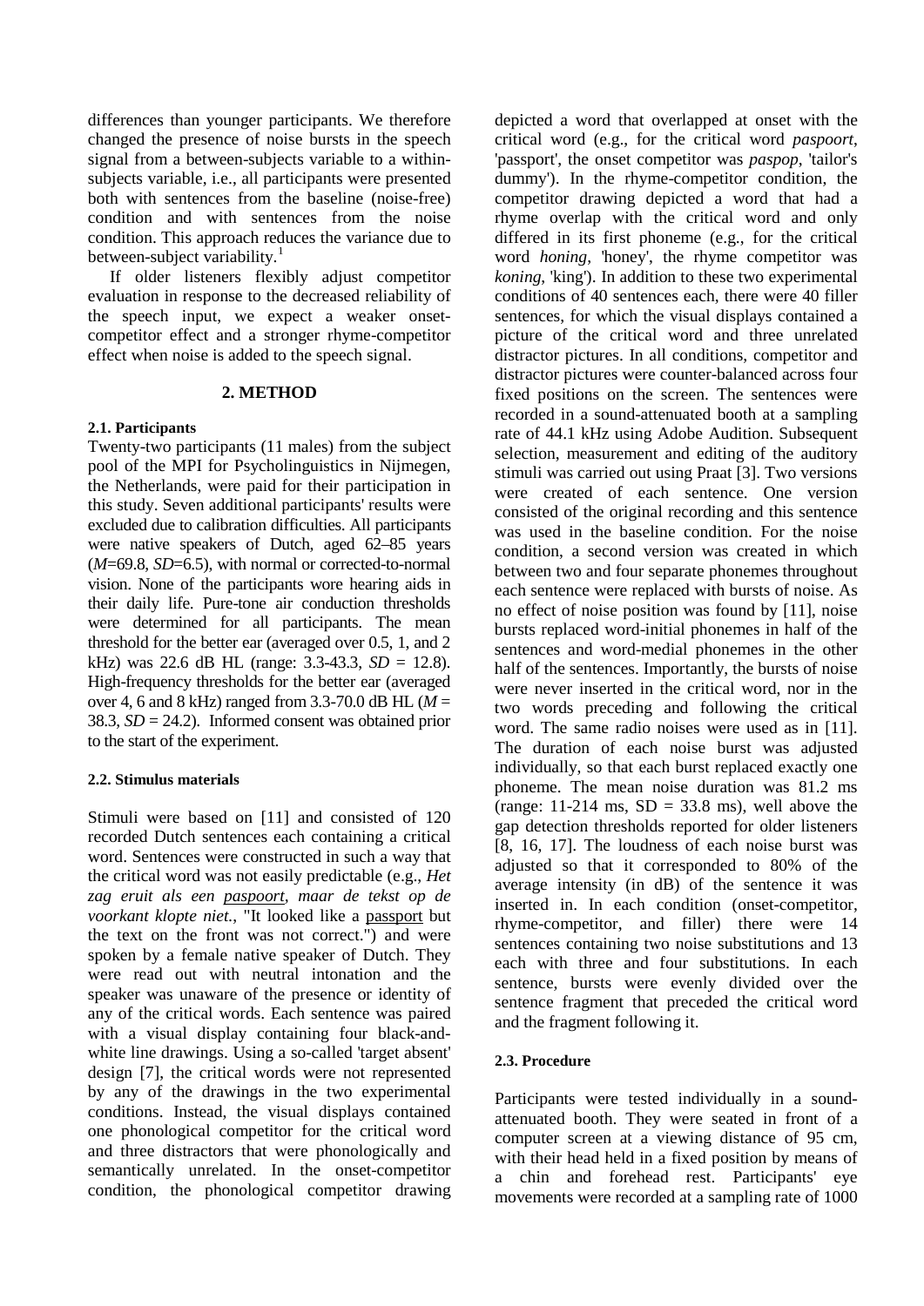differences than younger participants. We therefore changed the presence of noise bursts in the speech signal from a between-subjects variable to a within-subjects variable, i.e., all participants were presented both with sentences from the baseline (noise-free) condition and with sentences from the noise condition. This approach reduces the variance due to between-subject variability.[1]

If older listeners flexibly adjust competitor evaluation in response to the decreased reliability of the speech input, we expect a weaker onset-competitor effect and a stronger rhyme-competitor effect when noise is added to the speech signal.

## 2. METHOD

### 2.1. Participants

Twenty-two participants (11 males) from the subject pool of the MPI for Psycholinguistics in Nijmegen, the Netherlands, were paid for their participation in this study. Seven additional participants' results were excluded due to calibration difficulties. All participants were native speakers of Dutch, aged 62–85 years (*M*=69.8, *SD*=6.5), with normal or corrected-to-normal vision. None of the participants wore hearing aids in their daily life. Pure-tone air conduction thresholds were determined for all participants. The mean threshold for the better ear (averaged over 0.5, 1, and 2 kHz) was 22.6 dB HL (range: 3.3-43.3, *SD* = 12.8). High-frequency thresholds for the better ear (averaged over 4, 6 and 8 kHz) ranged from 3.3-70.0 dB HL (*M* = 38.3, *SD* = 24.2). Informed consent was obtained prior to the start of the experiment.

### 2.2. Stimulus materials

Stimuli were based on [11] and consisted of 120 recorded Dutch sentences each containing a critical word. Sentences were constructed in such a way that the critical word was not easily predictable (e.g., *Het zag eruit als een paspoort, maar de tekst op de voorkant klopte niet.*, "It looked like a passport but the text on the front was not correct.") and were spoken by a female native speaker of Dutch. They were read out with neutral intonation and the speaker was unaware of the presence or identity of any of the critical words. Each sentence was paired with a visual display containing four black-and-white line drawings. Using a so-called 'target absent' design [7], the critical words were not represented by any of the drawings in the two experimental conditions. Instead, the visual displays contained one phonological competitor for the critical word and three distractors that were phonologically and semantically unrelated. In the onset-competitor condition, the phonological competitor drawing depicted a word that overlapped at onset with the critical word (e.g., for the critical word *paspoort*, 'passport', the onset competitor was *paspop*, 'tailor's dummy'). In the rhyme-competitor condition, the competitor drawing depicted a word that had a rhyme overlap with the critical word and only differed in its first phoneme (e.g., for the critical word *honing*, 'honey', the rhyme competitor was *koning*, 'king'). In addition to these two experimental conditions of 40 sentences each, there were 40 filler sentences, for which the visual displays contained a picture of the critical word and three unrelated distractor pictures. In all conditions, competitor and distractor pictures were counter-balanced across four fixed positions on the screen. The sentences were recorded in a sound-attenuated booth at a sampling rate of 44.1 kHz using Adobe Audition. Subsequent selection, measurement and editing of the auditory stimuli was carried out using Praat [3]. Two versions were created of each sentence. One version consisted of the original recording and this sentence was used in the baseline condition. For the noise condition, a second version was created in which between two and four separate phonemes throughout each sentence were replaced with bursts of noise. As no effect of noise position was found by [11], noise bursts replaced word-initial phonemes in half of the sentences and word-medial phonemes in the other half of the sentences. Importantly, the bursts of noise were never inserted in the critical word, nor in the two words preceding and following the critical word. The same radio noises were used as in [11]. The duration of each noise burst was adjusted individually, so that each burst replaced exactly one phoneme. The mean noise duration was 81.2 ms (range: 11-214 ms, SD = 33.8 ms), well above the gap detection thresholds reported for older listeners [8, 16, 17]. The loudness of each noise burst was adjusted so that it corresponded to 80% of the average intensity (in dB) of the sentence it was inserted in. In each condition (onset-competitor, rhyme-competitor, and filler) there were 14 sentences containing two noise substitutions and 13 each with three and four substitutions. In each sentence, bursts were evenly divided over the sentence fragment that preceded the critical word and the fragment following it.

### 2.3. Procedure

Participants were tested individually in a sound-attenuated booth. They were seated in front of a computer screen at a viewing distance of 95 cm, with their head held in a fixed position by means of a chin and forehead rest. Participants' eye movements were recorded at a sampling rate of 1000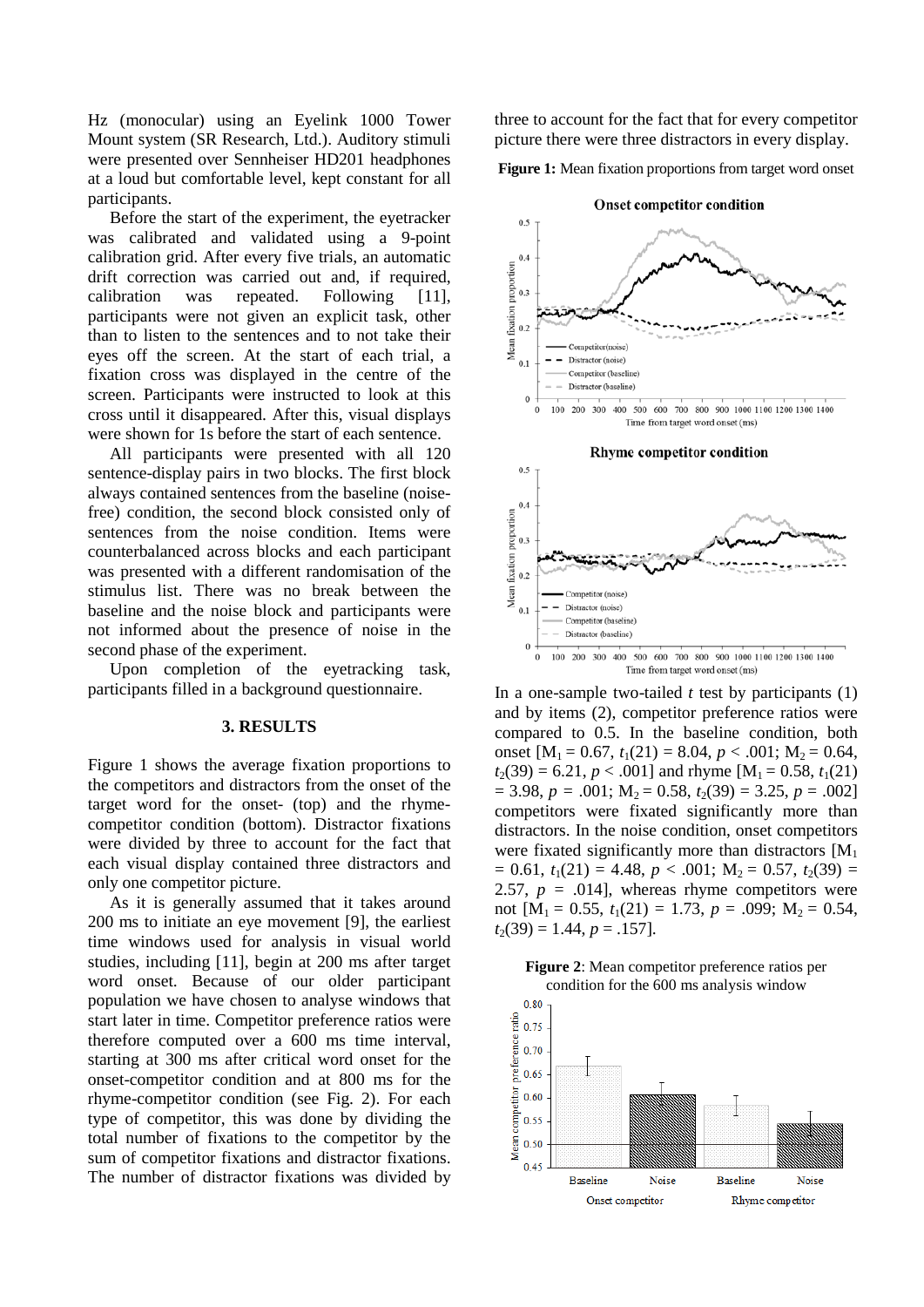Hz (monocular) using an Eyelink 1000 Tower Mount system (SR Research, Ltd.). Auditory stimuli were presented over Sennheiser HD201 headphones at a loud but comfortable level, kept constant for all participants.

Before the start of the experiment, the eyetracker was calibrated and validated using a 9-point calibration grid. After every five trials, an automatic drift correction was carried out and, if required, calibration was repeated. Following [11], participants were not given an explicit task, other than to listen to the sentences and to not take their eyes off the screen. At the start of each trial, a fixation cross was displayed in the centre of the screen. Participants were instructed to look at this cross until it disappeared. After this, visual displays were shown for 1s before the start of each sentence.

All participants were presented with all 120 sentence-display pairs in two blocks. The first block always contained sentences from the baseline (noise-free) condition, the second block consisted only of sentences from the noise condition. Items were counterbalanced across blocks and each participant was presented with a different randomisation of the stimulus list. There was no break between the baseline and the noise block and participants were not informed about the presence of noise in the second phase of the experiment.

Upon completion of the eyetracking task, participants filled in a background questionnaire.

## 3. RESULTS

Figure 1 shows the average fixation proportions to the competitors and distractors from the onset of the target word for the onset- (top) and the rhyme-competitor condition (bottom). Distractor fixations were divided by three to account for the fact that each visual display contained three distractors and only one competitor picture.

As it is generally assumed that it takes around 200 ms to initiate an eye movement [9], the earliest time windows used for analysis in visual world studies, including [11], begin at 200 ms after target word onset. Because of our older participant population we have chosen to analyse windows that start later in time. Competitor preference ratios were therefore computed over a 600 ms time interval, starting at 300 ms after critical word onset for the onset-competitor condition and at 800 ms for the rhyme-competitor condition (see Fig. 2). For each type of competitor, this was done by dividing the total number of fixations to the competitor by the sum of competitor fixations and distractor fixations. The number of distractor fixations was divided by three to account for the fact that for every competitor picture there were three distractors in every display.

**Figure 1:** Mean fixation proportions from target word onset

In a one-sample two-tailed *t* test by participants (1) and by items (2), competitor preference ratios were compared to 0.5. In the baseline condition, both onset [$M_1 = 0.67$, $t_1(21) = 8.04$, $p < .001$; $M_2 = 0.64$, $t_2(39) = 6.21$, $p < .001$] and rhyme [$M_1 = 0.58$, $t_1(21) = 3.98$, $p = .001$; $M_2 = 0.58$, $t_2(39) = 3.25$, $p = .002$] competitors were fixated significantly more than distractors. In the noise condition, onset competitors were fixated significantly more than distractors [$M_1 = 0.61$, $t_1(21) = 4.48$, $p < .001$; $M_2 = 0.57$, $t_2(39) = 2.57$, $p = .014$], whereas rhyme competitors were not [$M_1 = 0.55$, $t_1(21) = 1.73$, $p = .099$; $M_2 = 0.54$, $t_2(39) = 1.44$, $p = .157$].

**Figure 2**: Mean competitor preference ratios per condition for the 600 ms analysis window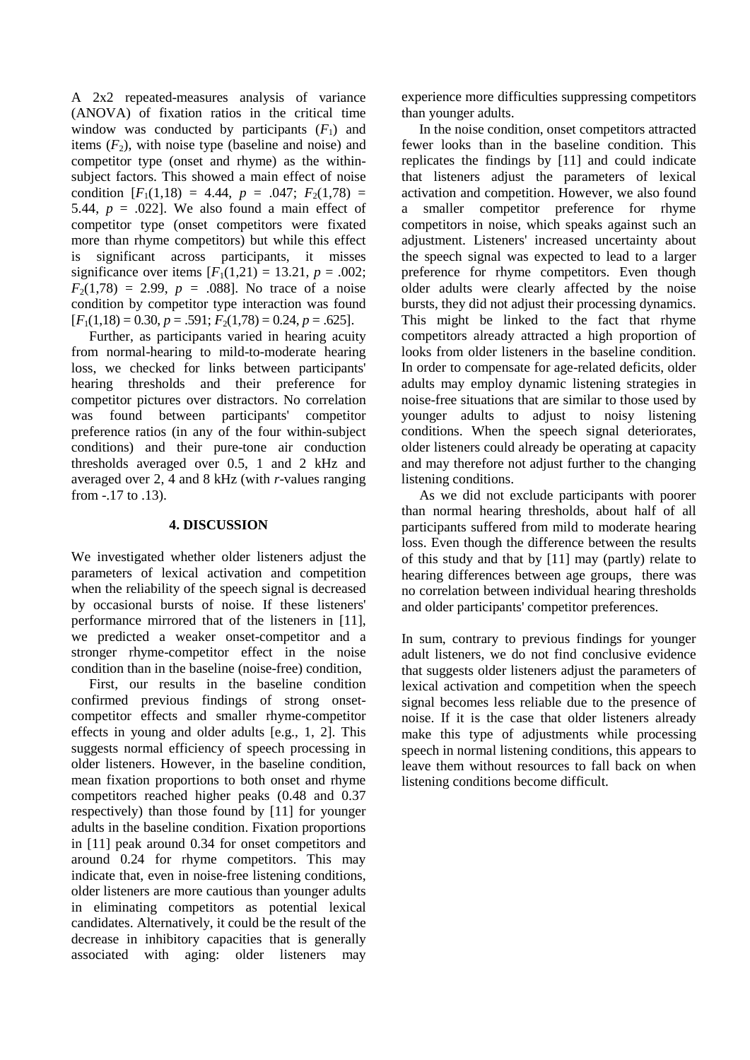A 2x2 repeated-measures analysis of variance (ANOVA) of fixation ratios in the critical time window was conducted by participants ($F_1$) and items ($F_2$), with noise type (baseline and noise) and competitor type (onset and rhyme) as the within-subject factors. This showed a main effect of noise condition [$F_1(1,18) = 4.44$, $p = .047$; $F_2(1,78) = 5.44$, $p = .022$]. We also found a main effect of competitor type (onset competitors were fixated more than rhyme competitors) but while this effect is significant across participants, it misses significance over items [$F_1(1,21) = 13.21$, $p = .002$; $F_2(1,78) = 2.99$, $p = .088$]. No trace of a noise condition by competitor type interaction was found [$F_1(1,18) = 0.30$, $p = .591$; $F_2(1,78) = 0.24$, $p = .625$].

Further, as participants varied in hearing acuity from normal-hearing to mild-to-moderate hearing loss, we checked for links between participants' hearing thresholds and their preference for competitor pictures over distractors. No correlation was found between participants' competitor preference ratios (in any of the four within-subject conditions) and their pure-tone air conduction thresholds averaged over 0.5, 1 and 2 kHz and averaged over 2, 4 and 8 kHz (with $r$-values ranging from -.17 to .13).

## 4. DISCUSSION

We investigated whether older listeners adjust the parameters of lexical activation and competition when the reliability of the speech signal is decreased by occasional bursts of noise. If these listeners' performance mirrored that of the listeners in [11], we predicted a weaker onset-competitor and a stronger rhyme-competitor effect in the noise condition than in the baseline (noise-free) condition,

First, our results in the baseline condition confirmed previous findings of strong onset-competitor effects and smaller rhyme-competitor effects in young and older adults [e.g., 1, 2]. This suggests normal efficiency of speech processing in older listeners. However, in the baseline condition, mean fixation proportions to both onset and rhyme competitors reached higher peaks (0.48 and 0.37 respectively) than those found by [11] for younger adults in the baseline condition. Fixation proportions in [11] peak around 0.34 for onset competitors and around 0.24 for rhyme competitors. This may indicate that, even in noise-free listening conditions, older listeners are more cautious than younger adults in eliminating competitors as potential lexical candidates. Alternatively, it could be the result of the decrease in inhibitory capacities that is generally associated with aging: older listeners may experience more difficulties suppressing competitors than younger adults.

In the noise condition, onset competitors attracted fewer looks than in the baseline condition. This replicates the findings by [11] and could indicate that listeners adjust the parameters of lexical activation and competition. However, we also found a smaller competitor preference for rhyme competitors in noise, which speaks against such an adjustment. Listeners' increased uncertainty about the speech signal was expected to lead to a larger preference for rhyme competitors. Even though older adults were clearly affected by the noise bursts, they did not adjust their processing dynamics. This might be linked to the fact that rhyme competitors already attracted a high proportion of looks from older listeners in the baseline condition. In order to compensate for age-related deficits, older adults may employ dynamic listening strategies in noise-free situations that are similar to those used by younger adults to adjust to noisy listening conditions. When the speech signal deteriorates, older listeners could already be operating at capacity and may therefore not adjust further to the changing listening conditions.

As we did not exclude participants with poorer than normal hearing thresholds, about half of all participants suffered from mild to moderate hearing loss. Even though the difference between the results of this study and that by [11] may (partly) relate to hearing differences between age groups, there was no correlation between individual hearing thresholds and older participants' competitor preferences.

In sum, contrary to previous findings for younger adult listeners, we do not find conclusive evidence that suggests older listeners adjust the parameters of lexical activation and competition when the speech signal becomes less reliable due to the presence of noise. If it is the case that older listeners already make this type of adjustments while processing speech in normal listening conditions, this appears to leave them without resources to fall back on when listening conditions become difficult.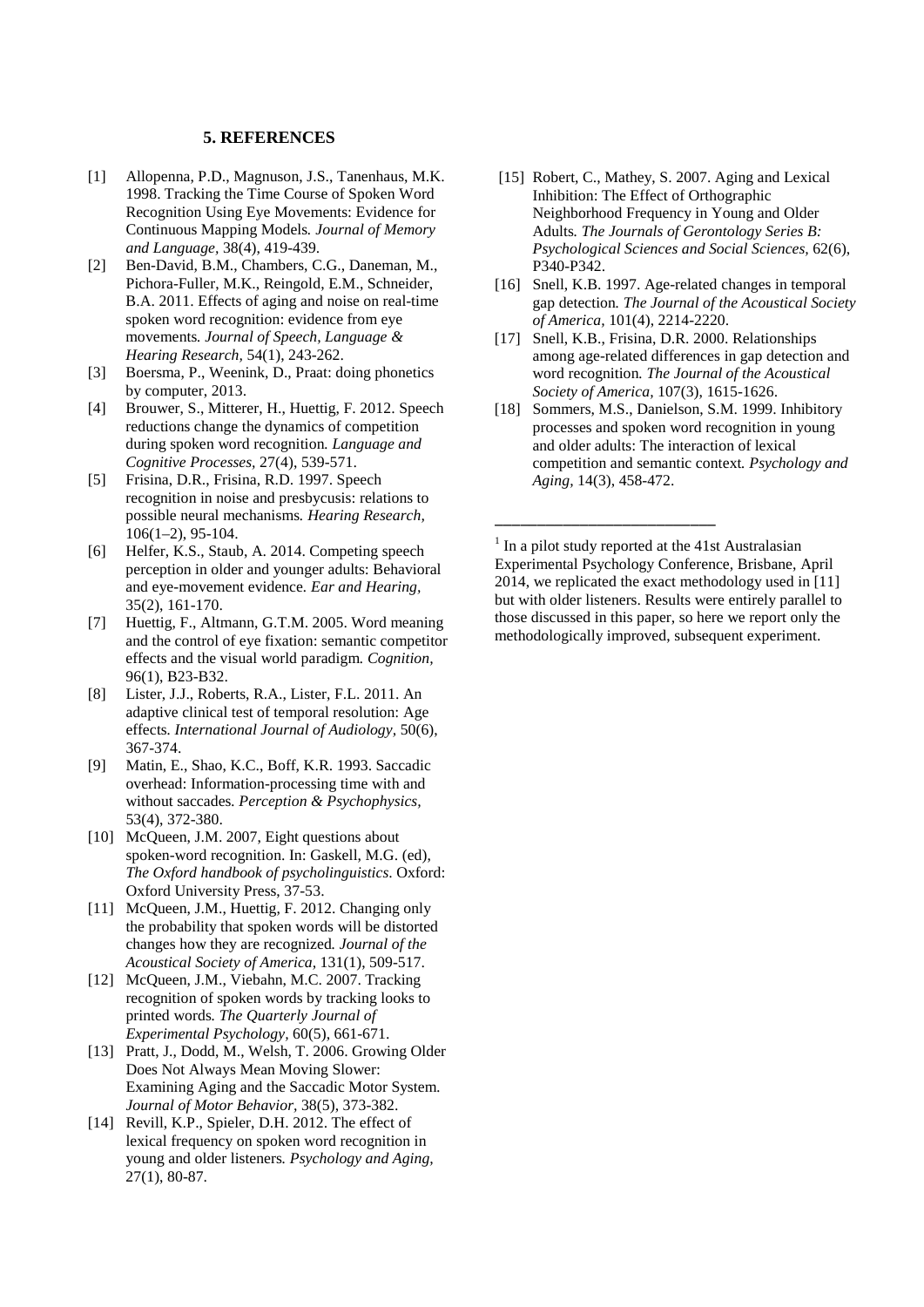## 5. REFERENCES

[1] Allopenna, P.D., Magnuson, J.S., Tanenhaus, M.K. 1998. Tracking the Time Course of Spoken Word Recognition Using Eye Movements: Evidence for Continuous Mapping Models. *Journal of Memory and Language,* 38(4), 419-439.

[2] Ben-David, B.M., Chambers, C.G., Daneman, M., Pichora-Fuller, M.K., Reingold, E.M., Schneider, B.A. 2011. Effects of aging and noise on real-time spoken word recognition: evidence from eye movements. *Journal of Speech, Language & Hearing Research,* 54(1), 243-262.

[3] Boersma, P., Weenink, D., Praat: doing phonetics by computer, 2013.

[4] Brouwer, S., Mitterer, H., Huettig, F. 2012. Speech reductions change the dynamics of competition during spoken word recognition. *Language and Cognitive Processes,* 27(4), 539-571.

[5] Frisina, D.R., Frisina, R.D. 1997. Speech recognition in noise and presbycusis: relations to possible neural mechanisms. *Hearing Research,* 106(1–2), 95-104.

[6] Helfer, K.S., Staub, A. 2014. Competing speech perception in older and younger adults: Behavioral and eye-movement evidence. *Ear and Hearing,* 35(2), 161-170.

[7] Huettig, F., Altmann, G.T.M. 2005. Word meaning and the control of eye fixation: semantic competitor effects and the visual world paradigm. *Cognition,* 96(1), B23-B32.

[8] Lister, J.J., Roberts, R.A., Lister, F.L. 2011. An adaptive clinical test of temporal resolution: Age effects. *International Journal of Audiology,* 50(6), 367-374.

[9] Matin, E., Shao, K.C., Boff, K.R. 1993. Saccadic overhead: Information-processing time with and without saccades. *Perception & Psychophysics,* 53(4), 372-380.

[10] McQueen, J.M. 2007, Eight questions about spoken-word recognition. In: Gaskell, M.G. (ed), *The Oxford handbook of psycholinguistics*. Oxford: Oxford University Press, 37-53.

[11] McQueen, J.M., Huettig, F. 2012. Changing only the probability that spoken words will be distorted changes how they are recognized. *Journal of the Acoustical Society of America,* 131(1), 509-517.

[12] McQueen, J.M., Viebahn, M.C. 2007. Tracking recognition of spoken words by tracking looks to printed words. *The Quarterly Journal of Experimental Psychology,* 60(5), 661-671.

[13] Pratt, J., Dodd, M., Welsh, T. 2006. Growing Older Does Not Always Mean Moving Slower: Examining Aging and the Saccadic Motor System. *Journal of Motor Behavior,* 38(5), 373-382.

[14] Revill, K.P., Spieler, D.H. 2012. The effect of lexical frequency on spoken word recognition in young and older listeners. *Psychology and Aging,* 27(1), 80-87.

[15] Robert, C., Mathey, S. 2007. Aging and Lexical Inhibition: The Effect of Orthographic Neighborhood Frequency in Young and Older Adults. *The Journals of Gerontology Series B: Psychological Sciences and Social Sciences,* 62(6), P340-P342.

[16] Snell, K.B. 1997. Age-related changes in temporal gap detection. *The Journal of the Acoustical Society of America,* 101(4), 2214-2220.

[17] Snell, K.B., Frisina, D.R. 2000. Relationships among age-related differences in gap detection and word recognition. *The Journal of the Acoustical Society of America,* 107(3), 1615-1626.

[18] Sommers, M.S., Danielson, S.M. 1999. Inhibitory processes and spoken word recognition in young and older adults: The interaction of lexical competition and semantic context. *Psychology and Aging,* 14(3), 458-472.

---

[1] In a pilot study reported at the 41st Australasian Experimental Psychology Conference, Brisbane, April 2014, we replicated the exact methodology used in [11] but with older listeners. Results were entirely parallel to those discussed in this paper, so here we report only the methodologically improved, subsequent experiment.